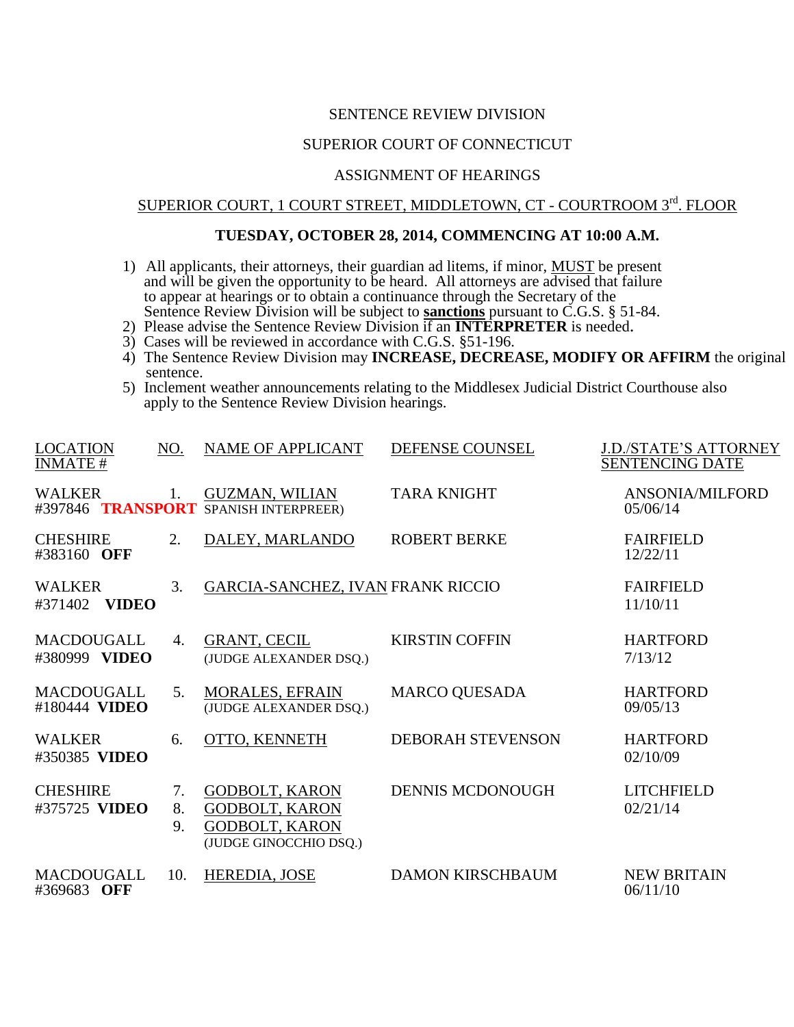SENTENCE REVIEW DIVISION

SUPERIOR COURT OF CONNECTICUT

ASSIGNMENT OF HEARINGS

SUPERIOR COURT, 1 COURT STREET, MIDDLETOWN, CT - COURTROOM 3rd. FLOOR

**TUESDAY, OCTOBER 28, 2014, COMMENCING AT 10:00 A.M.**

1) All applicants, their attorneys, their guardian ad litems, if minor, MUST be present and will be given the opportunity to be heard. All attorneys are advised that failure to appear at hearings or to obtain a continuance through the Secretary of the Sentence Review Division will be subject to **sanctions** pursuant to C.G.S. § 51-84.
2) Please advise the Sentence Review Division if an **INTERPRETER** is needed.
3) Cases will be reviewed in accordance with C.G.S. §51-196.
4) The Sentence Review Division may **INCREASE, DECREASE, MODIFY OR AFFIRM** the original sentence.
5) Inclement weather announcements relating to the Middlesex Judicial District Courthouse also apply to the Sentence Review Division hearings.

| LOCATION INMATE # | NO. | NAME OF APPLICANT | DEFENSE COUNSEL | J.D./STATE'S ATTORNEY SENTENCING DATE |
|---|---|---|---|---|
| WALKER #397846 **TRANSPORT** | 1. | GUZMAN, WILIAN SPANISH INTERPREER) | TARA KNIGHT | ANSONIA/MILFORD 05/06/14 |
| CHESHIRE #383160 **OFF** | 2. | DALEY, MARLANDO | ROBERT BERKE | FAIRFIELD 12/22/11 |
| WALKER #371402 **VIDEO** | 3. | GARCIA-SANCHEZ, IVAN | FRANK RICCIO | FAIRFIELD 11/10/11 |
| MACDOUGALL #380999 **VIDEO** | 4. | GRANT, CECIL (JUDGE ALEXANDER DSQ.) | KIRSTIN COFFIN | HARTFORD 7/13/12 |
| MACDOUGALL #180444 **VIDEO** | 5. | MORALES, EFRAIN (JUDGE ALEXANDER DSQ.) | MARCO QUESADA | HARTFORD 09/05/13 |
| WALKER #350385 **VIDEO** | 6. | OTTO, KENNETH | DEBORAH STEVENSON | HARTFORD 02/10/09 |
| CHESHIRE #375725 **VIDEO** | 7. 8. 9. | GODBOLT, KARON GODBOLT, KARON GODBOLT, KARON (JUDGE GINOCCHIO DSQ.) | DENNIS MCDONOUGH | LITCHFIELD 02/21/14 |
| MACDOUGALL #369683 **OFF** | 10. | HEREDIA, JOSE | DAMON KIRSCHBAUM | NEW BRITAIN 06/11/10 |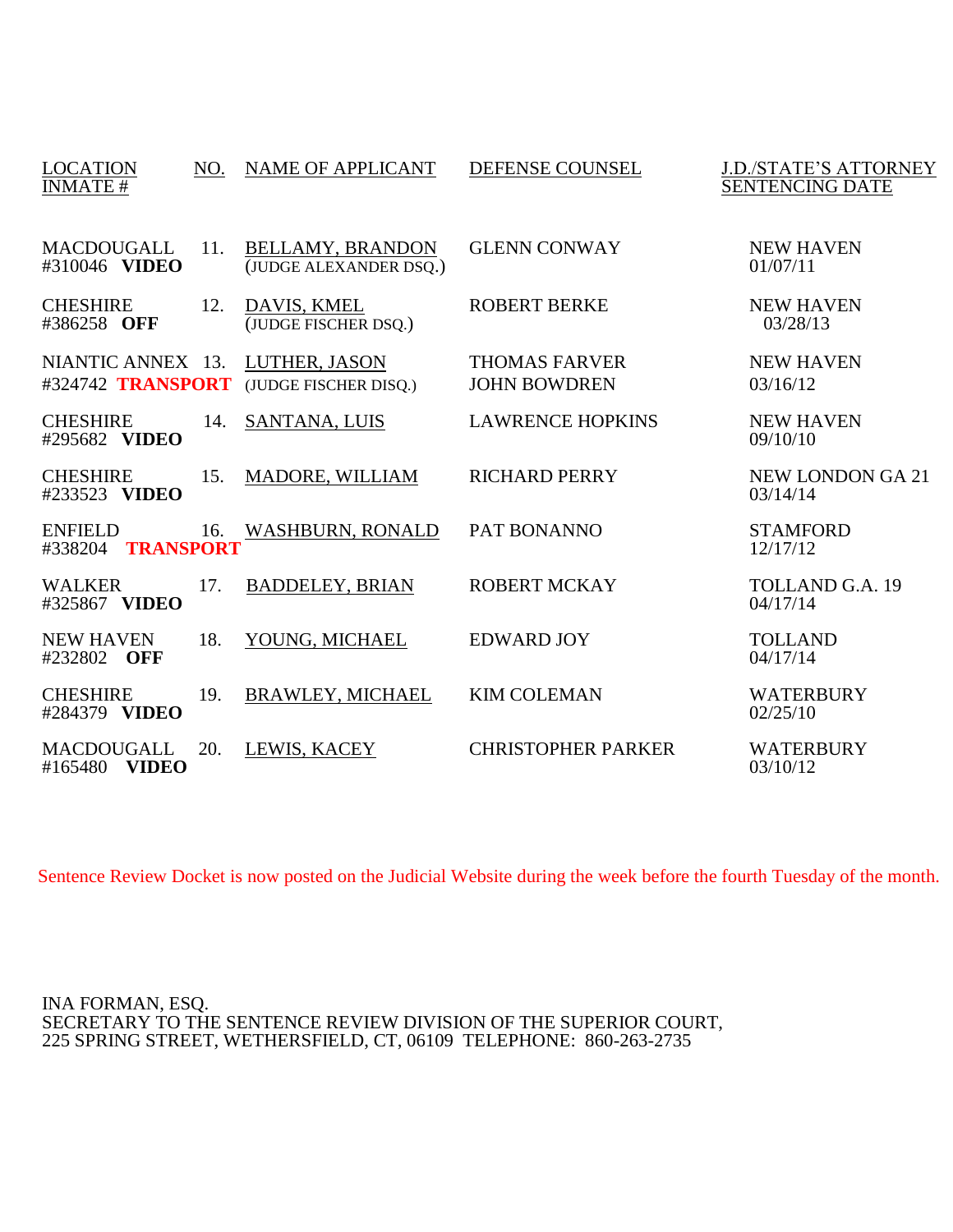| LOCATION INMATE # | NO. | NAME OF APPLICANT | DEFENSE COUNSEL | J.D./STATE'S ATTORNEY SENTENCING DATE |
|---|---|---|---|---|
| MACDOUGALL #310046 **VIDEO** | 11. | BELLAMY, BRANDON (JUDGE ALEXANDER DSQ.) | GLENN CONWAY | NEW HAVEN 01/07/11 |
| CHESHIRE #386258 **OFF** | 12. | DAVIS, KMEL (JUDGE FISCHER DSQ.) | ROBERT BERKE | NEW HAVEN 03/28/13 |
| NIANTIC ANNEX #324742 **TRANSPORT** | 13. | LUTHER, JASON (JUDGE FISCHER DISQ.) | THOMAS FARVER JOHN BOWDREN | NEW HAVEN 03/16/12 |
| CHESHIRE #295682 **VIDEO** | 14. | SANTANA, LUIS | LAWRENCE HOPKINS | NEW HAVEN 09/10/10 |
| CHESHIRE #233523 **VIDEO** | 15. | MADORE, WILLIAM | RICHARD PERRY | NEW LONDON GA 21 03/14/14 |
| ENFIELD #338204 **TRANSPORT** | 16. | WASHBURN, RONALD | PAT BONANNO | STAMFORD 12/17/12 |
| WALKER #325867 **VIDEO** | 17. | BADDELEY, BRIAN | ROBERT MCKAY | TOLLAND G.A. 19 04/17/14 |
| NEW HAVEN #232802 **OFF** | 18. | YOUNG, MICHAEL | EDWARD JOY | TOLLAND 04/17/14 |
| CHESHIRE #284379 **VIDEO** | 19. | BRAWLEY, MICHAEL | KIM COLEMAN | WATERBURY 02/25/10 |
| MACDOUGALL #165480 **VIDEO** | 20. | LEWIS, KACEY | CHRISTOPHER PARKER | WATERBURY 03/10/12 |

Sentence Review Docket is now posted on the Judicial Website during the week before the fourth Tuesday of the month.

INA FORMAN, ESQ.
SECRETARY TO THE SENTENCE REVIEW DIVISION OF THE SUPERIOR COURT,
225 SPRING STREET, WETHERSFIELD, CT, 06109 TELEPHONE: 860-263-2735